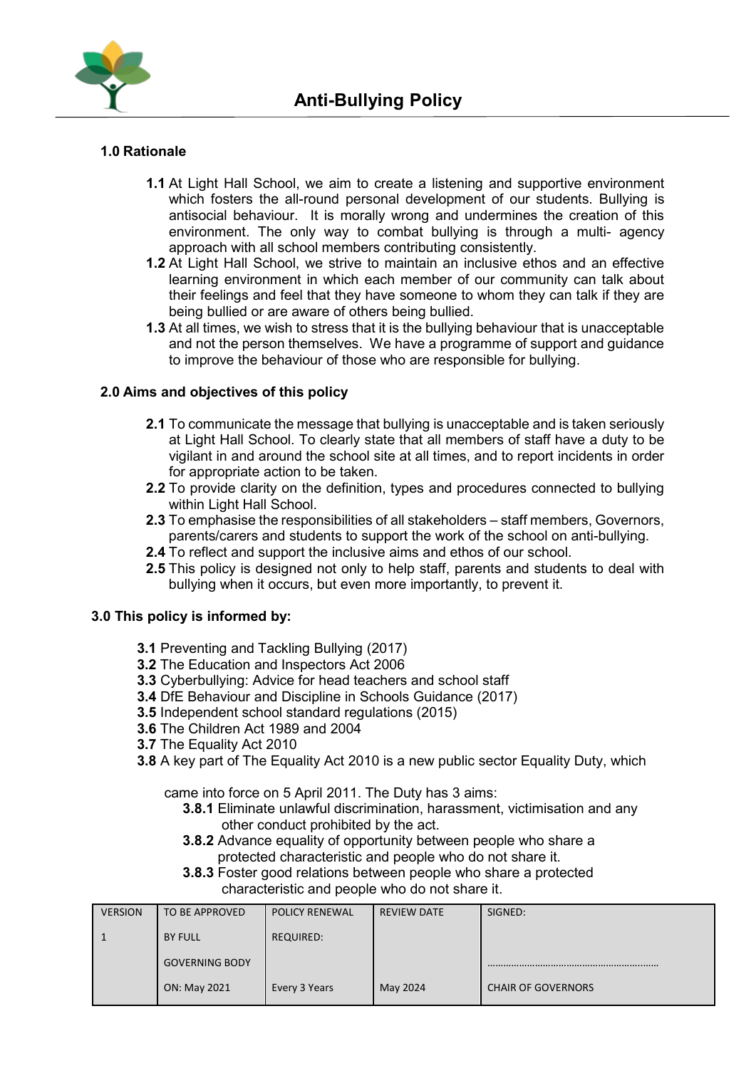# Anti-Bullying Policy

## 1.0 Rationale

**1.1** At Light Hall School, we aim to create a listening and supportive environment which fosters the all-round personal development of our students. Bullying is antisocial behaviour. It is morally wrong and undermines the creation of this environment. The only way to combat bullying is through a multi- agency approach with all school members contributing consistently.

**1.2** At Light Hall School, we strive to maintain an inclusive ethos and an effective learning environment in which each member of our community can talk about their feelings and feel that they have someone to whom they can talk if they are being bullied or are aware of others being bullied.

**1.3** At all times, we wish to stress that it is the bullying behaviour that is unacceptable and not the person themselves. We have a programme of support and guidance to improve the behaviour of those who are responsible for bullying.

## 2.0 Aims and objectives of this policy

**2.1** To communicate the message that bullying is unacceptable and is taken seriously at Light Hall School. To clearly state that all members of staff have a duty to be vigilant in and around the school site at all times, and to report incidents in order for appropriate action to be taken.

**2.2** To provide clarity on the definition, types and procedures connected to bullying within Light Hall School.

**2.3** To emphasise the responsibilities of all stakeholders – staff members, Governors, parents/carers and students to support the work of the school on anti-bullying.

**2.4** To reflect and support the inclusive aims and ethos of our school.

**2.5** This policy is designed not only to help staff, parents and students to deal with bullying when it occurs, but even more importantly, to prevent it.

## 3.0 This policy is informed by:

**3.1** Preventing and Tackling Bullying (2017)

**3.2** The Education and Inspectors Act 2006

**3.3** Cyberbullying: Advice for head teachers and school staff

**3.4** DfE Behaviour and Discipline in Schools Guidance (2017)

**3.5** Independent school standard regulations (2015)

**3.6** The Children Act 1989 and 2004

**3.7** The Equality Act 2010

**3.8** A key part of The Equality Act 2010 is a new public sector Equality Duty, which came into force on 5 April 2011. The Duty has 3 aims:

- **3.8.1** Eliminate unlawful discrimination, harassment, victimisation and any other conduct prohibited by the act.
- **3.8.2** Advance equality of opportunity between people who share a protected characteristic and people who do not share it.
- **3.8.3** Foster good relations between people who share a protected characteristic and people who do not share it.

| VERSION | TO BE APPROVED BY FULL GOVERNING BODY ON: May 2021 | POLICY RENEWAL REQUIRED: Every 3 Years | REVIEW DATE May 2024 | SIGNED: ……………………………………………………… CHAIR OF GOVERNORS |
|---|---|---|---|---|
| 1 | | | | |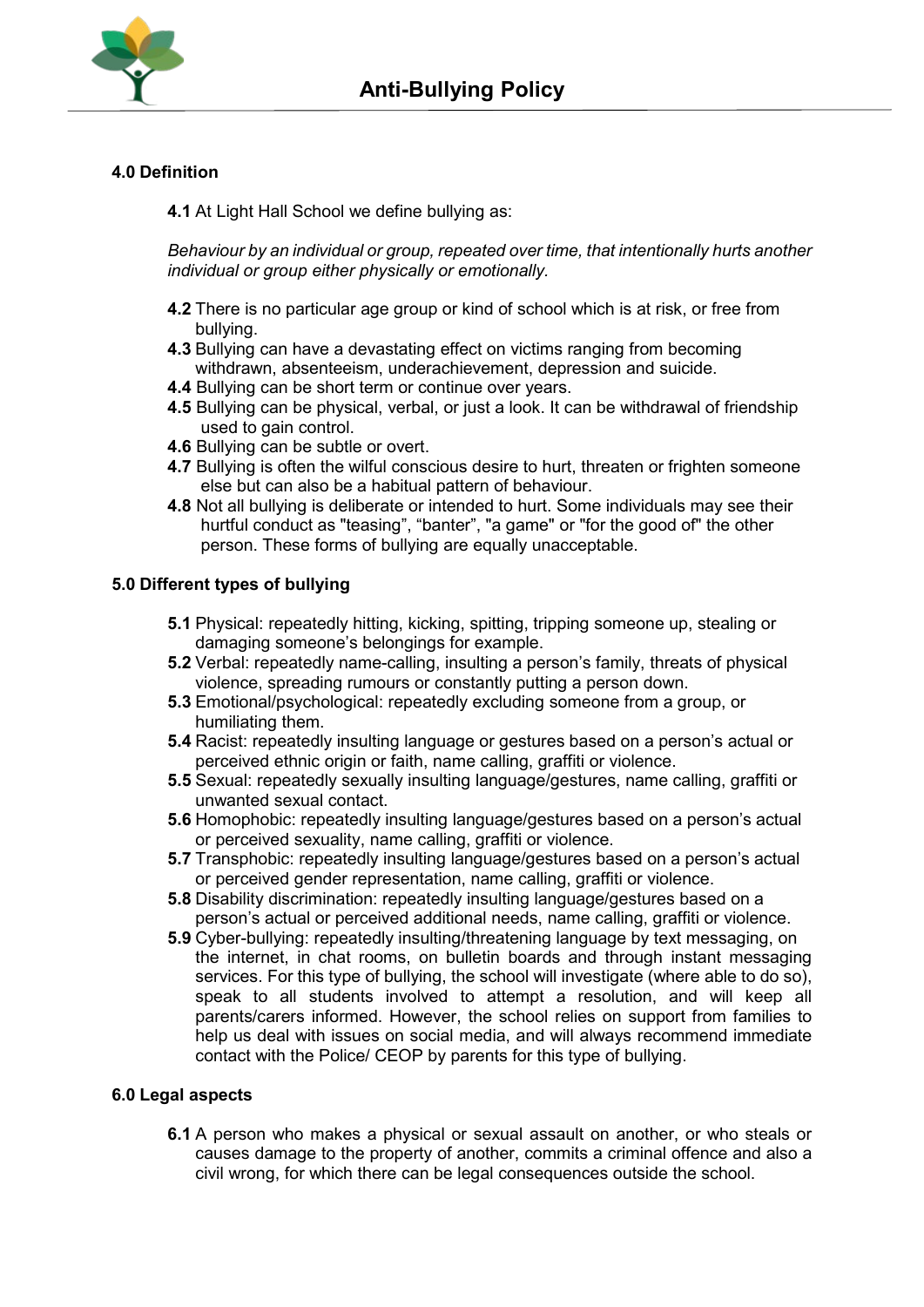## 4.0 Definition

**4.1** At Light Hall School we define bullying as:

*Behaviour by an individual or group, repeated over time, that intentionally hurts another individual or group either physically or emotionally.*

**4.2** There is no particular age group or kind of school which is at risk, or free from bullying.
**4.3** Bullying can have a devastating effect on victims ranging from becoming withdrawn, absenteeism, underachievement, depression and suicide.
**4.4** Bullying can be short term or continue over years.
**4.5** Bullying can be physical, verbal, or just a look. It can be withdrawal of friendship used to gain control.
**4.6** Bullying can be subtle or overt.
**4.7** Bullying is often the wilful conscious desire to hurt, threaten or frighten someone else but can also be a habitual pattern of behaviour.
**4.8** Not all bullying is deliberate or intended to hurt. Some individuals may see their hurtful conduct as "teasing", "banter", "a game" or "for the good of" the other person. These forms of bullying are equally unacceptable.

## 5.0 Different types of bullying

**5.1** Physical: repeatedly hitting, kicking, spitting, tripping someone up, stealing or damaging someone's belongings for example.
**5.2** Verbal: repeatedly name-calling, insulting a person's family, threats of physical violence, spreading rumours or constantly putting a person down.
**5.3** Emotional/psychological: repeatedly excluding someone from a group, or humiliating them.
**5.4** Racist: repeatedly insulting language or gestures based on a person's actual or perceived ethnic origin or faith, name calling, graffiti or violence.
**5.5** Sexual: repeatedly sexually insulting language/gestures, name calling, graffiti or unwanted sexual contact.
**5.6** Homophobic: repeatedly insulting language/gestures based on a person's actual or perceived sexuality, name calling, graffiti or violence.
**5.7** Transphobic: repeatedly insulting language/gestures based on a person's actual or perceived gender representation, name calling, graffiti or violence.
**5.8** Disability discrimination: repeatedly insulting language/gestures based on a person's actual or perceived additional needs, name calling, graffiti or violence.
**5.9** Cyber-bullying: repeatedly insulting/threatening language by text messaging, on the internet, in chat rooms, on bulletin boards and through instant messaging services. For this type of bullying, the school will investigate (where able to do so), speak to all students involved to attempt a resolution, and will keep all parents/carers informed. However, the school relies on support from families to help us deal with issues on social media, and will always recommend immediate contact with the Police/ CEOP by parents for this type of bullying.

## 6.0 Legal aspects

**6.1** A person who makes a physical or sexual assault on another, or who steals or causes damage to the property of another, commits a criminal offence and also a civil wrong, for which there can be legal consequences outside the school.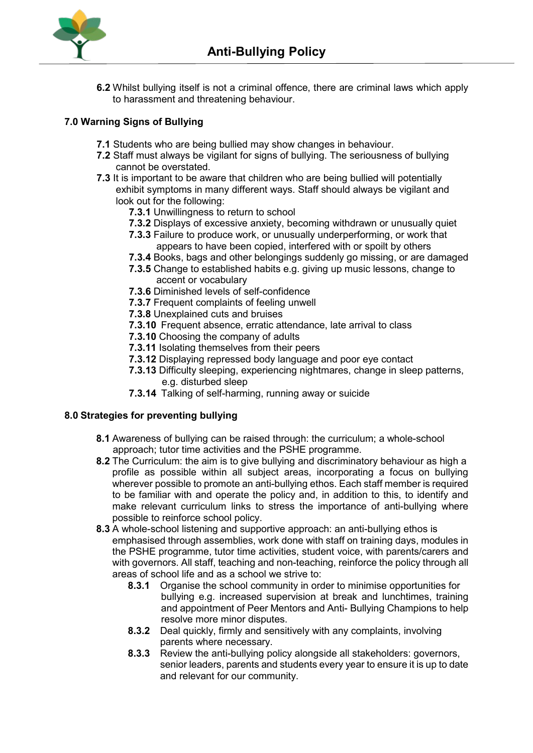**6.2** Whilst bullying itself is not a criminal offence, there are criminal laws which apply to harassment and threatening behaviour.

## 7.0 Warning Signs of Bullying

**7.1** Students who are being bullied may show changes in behaviour.
**7.2** Staff must always be vigilant for signs of bullying. The seriousness of bullying cannot be overstated.
**7.3** It is important to be aware that children who are being bullied will potentially exhibit symptoms in many different ways. Staff should always be vigilant and look out for the following:

- **7.3.1** Unwillingness to return to school
- **7.3.2** Displays of excessive anxiety, becoming withdrawn or unusually quiet
- **7.3.3** Failure to produce work, or unusually underperforming, or work that appears to have been copied, interfered with or spoilt by others
- **7.3.4** Books, bags and other belongings suddenly go missing, or are damaged
- **7.3.5** Change to established habits e.g. giving up music lessons, change to accent or vocabulary
- **7.3.6** Diminished levels of self-confidence
- **7.3.7** Frequent complaints of feeling unwell
- **7.3.8** Unexplained cuts and bruises
- **7.3.10** Frequent absence, erratic attendance, late arrival to class
- **7.3.10** Choosing the company of adults
- **7.3.11** Isolating themselves from their peers
- **7.3.12** Displaying repressed body language and poor eye contact
- **7.3.13** Difficulty sleeping, experiencing nightmares, change in sleep patterns, e.g. disturbed sleep
- **7.3.14** Talking of self-harming, running away or suicide

## 8.0 Strategies for preventing bullying

**8.1** Awareness of bullying can be raised through: the curriculum; a whole-school approach; tutor time activities and the PSHE programme.
**8.2** The Curriculum: the aim is to give bullying and discriminatory behaviour as high a profile as possible within all subject areas, incorporating a focus on bullying wherever possible to promote an anti-bullying ethos. Each staff member is required to be familiar with and operate the policy and, in addition to this, to identify and make relevant curriculum links to stress the importance of anti-bullying where possible to reinforce school policy.
**8.3** A whole-school listening and supportive approach: an anti-bullying ethos is emphasised through assemblies, work done with staff on training days, modules in the PSHE programme, tutor time activities, student voice, with parents/carers and with governors. All staff, teaching and non-teaching, reinforce the policy through all areas of school life and as a school we strive to:

- **8.3.1** Organise the school community in order to minimise opportunities for bullying e.g. increased supervision at break and lunchtimes, training and appointment of Peer Mentors and Anti- Bullying Champions to help resolve more minor disputes.
- **8.3.2** Deal quickly, firmly and sensitively with any complaints, involving parents where necessary.
- **8.3.3** Review the anti-bullying policy alongside all stakeholders: governors, senior leaders, parents and students every year to ensure it is up to date and relevant for our community.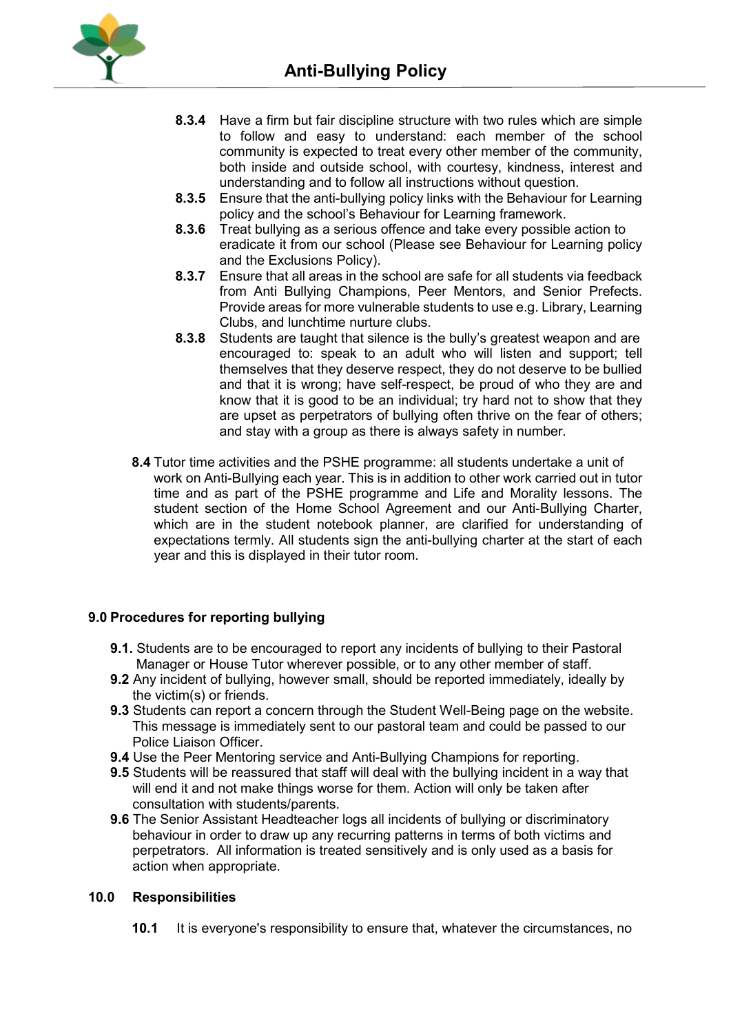- **8.3.4** Have a firm but fair discipline structure with two rules which are simple to follow and easy to understand: each member of the school community is expected to treat every other member of the community, both inside and outside school, with courtesy, kindness, interest and understanding and to follow all instructions without question.
- **8.3.5** Ensure that the anti-bullying policy links with the Behaviour for Learning policy and the school's Behaviour for Learning framework.
- **8.3.6** Treat bullying as a serious offence and take every possible action to eradicate it from our school (Please see Behaviour for Learning policy and the Exclusions Policy).
- **8.3.7** Ensure that all areas in the school are safe for all students via feedback from Anti Bullying Champions, Peer Mentors, and Senior Prefects. Provide areas for more vulnerable students to use e.g. Library, Learning Clubs, and lunchtime nurture clubs.
- **8.3.8** Students are taught that silence is the bully's greatest weapon and are encouraged to: speak to an adult who will listen and support; tell themselves that they deserve respect, they do not deserve to be bullied and that it is wrong; have self-respect, be proud of who they are and know that it is good to be an individual; try hard not to show that they are upset as perpetrators of bullying often thrive on the fear of others; and stay with a group as there is always safety in number.

**8.4** Tutor time activities and the PSHE programme: all students undertake a unit of work on Anti-Bullying each year. This is in addition to other work carried out in tutor time and as part of the PSHE programme and Life and Morality lessons. The student section of the Home School Agreement and our Anti-Bullying Charter, which are in the student notebook planner, are clarified for understanding of expectations termly. All students sign the anti-bullying charter at the start of each year and this is displayed in their tutor room.

## 9.0 Procedures for reporting bullying

- **9.1.** Students are to be encouraged to report any incidents of bullying to their Pastoral Manager or House Tutor wherever possible, or to any other member of staff.
- **9.2** Any incident of bullying, however small, should be reported immediately, ideally by the victim(s) or friends.
- **9.3** Students can report a concern through the Student Well-Being page on the website. This message is immediately sent to our pastoral team and could be passed to our Police Liaison Officer.
- **9.4** Use the Peer Mentoring service and Anti-Bullying Champions for reporting.
- **9.5** Students will be reassured that staff will deal with the bullying incident in a way that will end it and not make things worse for them. Action will only be taken after consultation with students/parents.
- **9.6** The Senior Assistant Headteacher logs all incidents of bullying or discriminatory behaviour in order to draw up any recurring patterns in terms of both victims and perpetrators. All information is treated sensitively and is only used as a basis for action when appropriate.

## 10.0 Responsibilities

**10.1** It is everyone's responsibility to ensure that, whatever the circumstances, no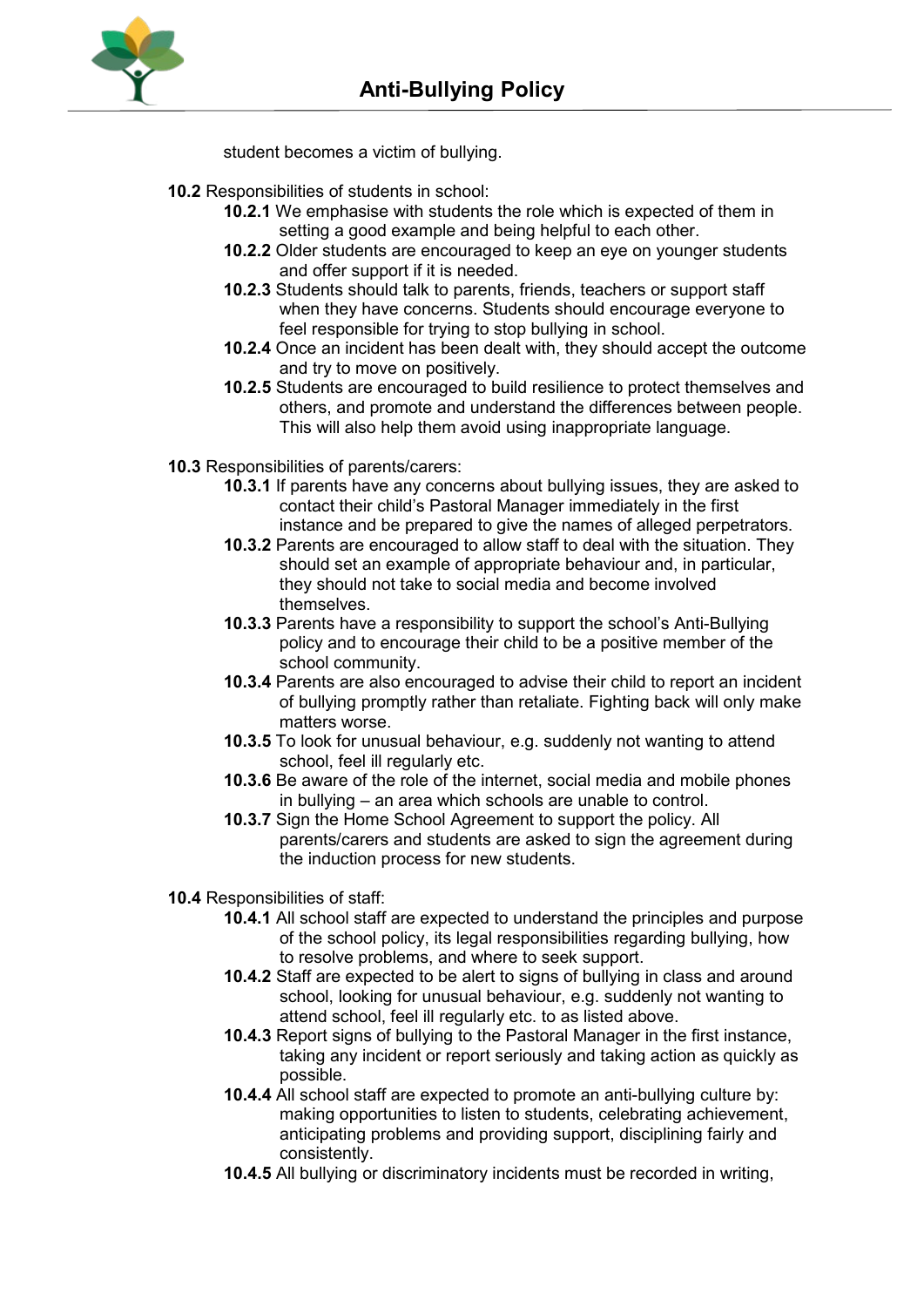student becomes a victim of bullying.

**10.2** Responsibilities of students in school:

- **10.2.1** We emphasise with students the role which is expected of them in setting a good example and being helpful to each other.
- **10.2.2** Older students are encouraged to keep an eye on younger students and offer support if it is needed.
- **10.2.3** Students should talk to parents, friends, teachers or support staff when they have concerns. Students should encourage everyone to feel responsible for trying to stop bullying in school.
- **10.2.4** Once an incident has been dealt with, they should accept the outcome and try to move on positively.
- **10.2.5** Students are encouraged to build resilience to protect themselves and others, and promote and understand the differences between people. This will also help them avoid using inappropriate language.

**10.3** Responsibilities of parents/carers:

- **10.3.1** If parents have any concerns about bullying issues, they are asked to contact their child's Pastoral Manager immediately in the first instance and be prepared to give the names of alleged perpetrators.
- **10.3.2** Parents are encouraged to allow staff to deal with the situation. They should set an example of appropriate behaviour and, in particular, they should not take to social media and become involved themselves.
- **10.3.3** Parents have a responsibility to support the school's Anti-Bullying policy and to encourage their child to be a positive member of the school community.
- **10.3.4** Parents are also encouraged to advise their child to report an incident of bullying promptly rather than retaliate. Fighting back will only make matters worse.
- **10.3.5** To look for unusual behaviour, e.g. suddenly not wanting to attend school, feel ill regularly etc.
- **10.3.6** Be aware of the role of the internet, social media and mobile phones in bullying – an area which schools are unable to control.
- **10.3.7** Sign the Home School Agreement to support the policy. All parents/carers and students are asked to sign the agreement during the induction process for new students.

**10.4** Responsibilities of staff:

- **10.4.1** All school staff are expected to understand the principles and purpose of the school policy, its legal responsibilities regarding bullying, how to resolve problems, and where to seek support.
- **10.4.2** Staff are expected to be alert to signs of bullying in class and around school, looking for unusual behaviour, e.g. suddenly not wanting to attend school, feel ill regularly etc. to as listed above.
- **10.4.3** Report signs of bullying to the Pastoral Manager in the first instance, taking any incident or report seriously and taking action as quickly as possible.
- **10.4.4** All school staff are expected to promote an anti-bullying culture by: making opportunities to listen to students, celebrating achievement, anticipating problems and providing support, disciplining fairly and consistently.
- **10.4.5** All bullying or discriminatory incidents must be recorded in writing,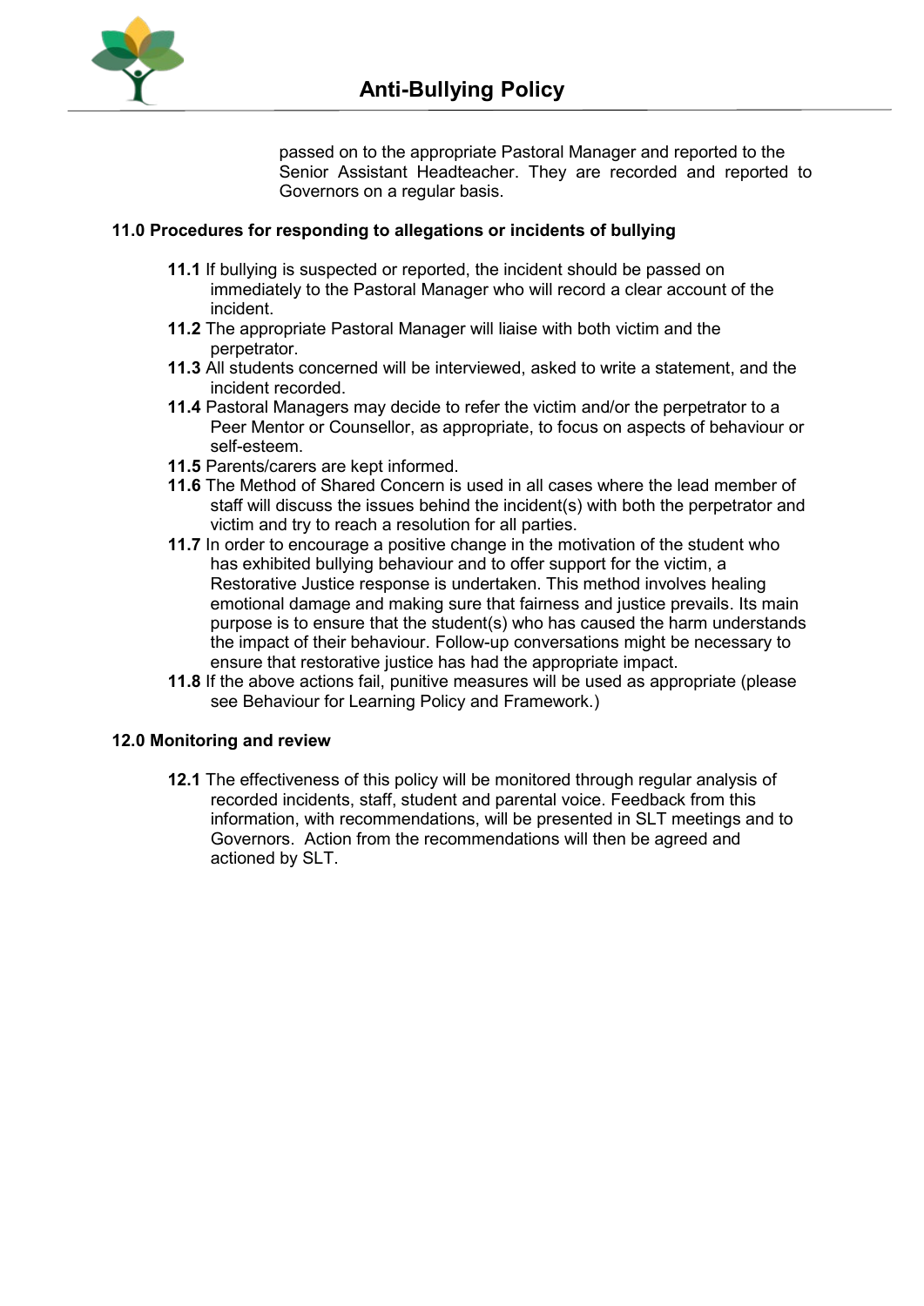passed on to the appropriate Pastoral Manager and reported to the Senior Assistant Headteacher. They are recorded and reported to Governors on a regular basis.

### 11.0 Procedures for responding to allegations or incidents of bullying

**11.1** If bullying is suspected or reported, the incident should be passed on immediately to the Pastoral Manager who will record a clear account of the incident.

**11.2** The appropriate Pastoral Manager will liaise with both victim and the perpetrator.

**11.3** All students concerned will be interviewed, asked to write a statement, and the incident recorded.

**11.4** Pastoral Managers may decide to refer the victim and/or the perpetrator to a Peer Mentor or Counsellor, as appropriate, to focus on aspects of behaviour or self-esteem.

**11.5** Parents/carers are kept informed.

**11.6** The Method of Shared Concern is used in all cases where the lead member of staff will discuss the issues behind the incident(s) with both the perpetrator and victim and try to reach a resolution for all parties.

**11.7** In order to encourage a positive change in the motivation of the student who has exhibited bullying behaviour and to offer support for the victim, a Restorative Justice response is undertaken. This method involves healing emotional damage and making sure that fairness and justice prevails. Its main purpose is to ensure that the student(s) who has caused the harm understands the impact of their behaviour. Follow-up conversations might be necessary to ensure that restorative justice has had the appropriate impact.

**11.8** If the above actions fail, punitive measures will be used as appropriate (please see Behaviour for Learning Policy and Framework.)

### 12.0 Monitoring and review

**12.1** The effectiveness of this policy will be monitored through regular analysis of recorded incidents, staff, student and parental voice. Feedback from this information, with recommendations, will be presented in SLT meetings and to Governors. Action from the recommendations will then be agreed and actioned by SLT.